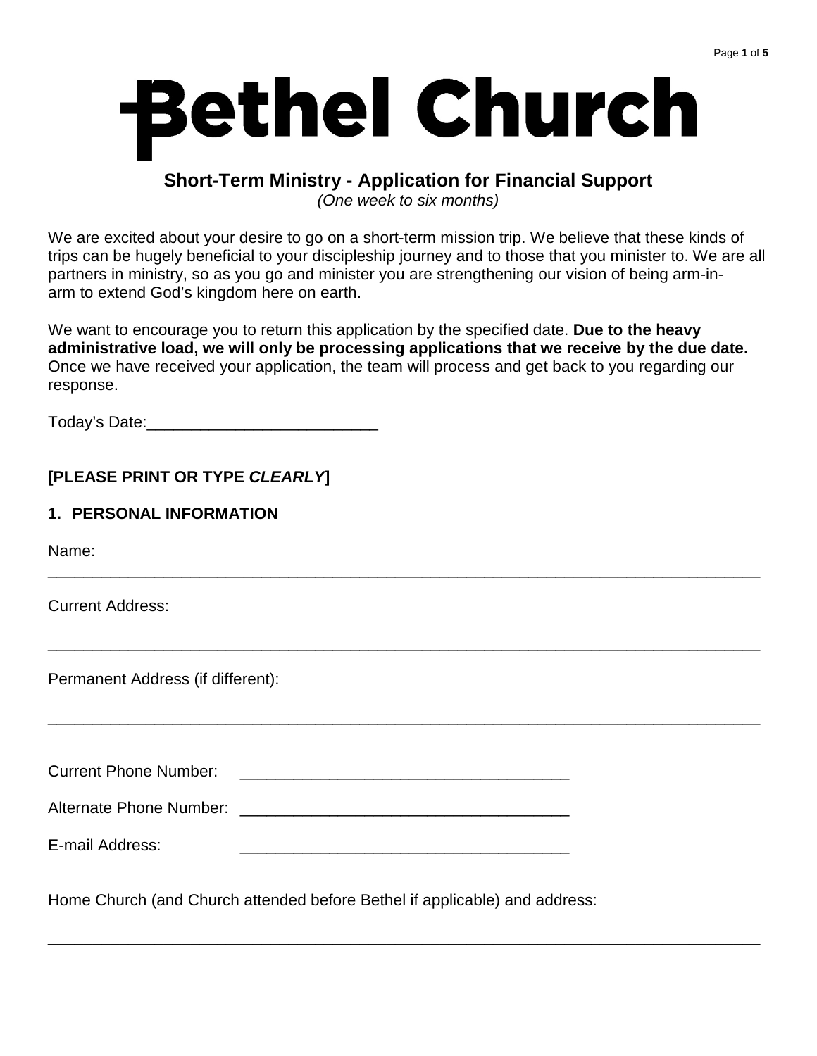# Bethel Church

## Short-Term Ministry - Application for Financial Support

*(One week to six months)*

We are excited about your desire to go on a short-term mission trip. We believe that these kinds of trips can be hugely beneficial to your discipleship journey and to those that you minister to. We are all partners in ministry, so as you go and minister you are strengthening our vision of being arm-in-arm to extend God's kingdom here on earth.

We want to encourage you to return this application by the specified date. **Due to the heavy administrative load, we will only be processing applications that we receive by the due date.** Once we have received your application, the team will process and get back to you regarding our response.

Today's Date:__________________________

**[PLEASE PRINT OR TYPE *CLEARLY*]**

### 1. PERSONAL INFORMATION

Name:

_______________________________________________________________________________

Current Address:

_______________________________________________________________________________

Permanent Address (if different):

_______________________________________________________________________________

Current Phone Number: _____________________________________

Alternate Phone Number: _____________________________________

E-mail Address: _____________________________________

Home Church (and Church attended before Bethel if applicable) and address:

_______________________________________________________________________________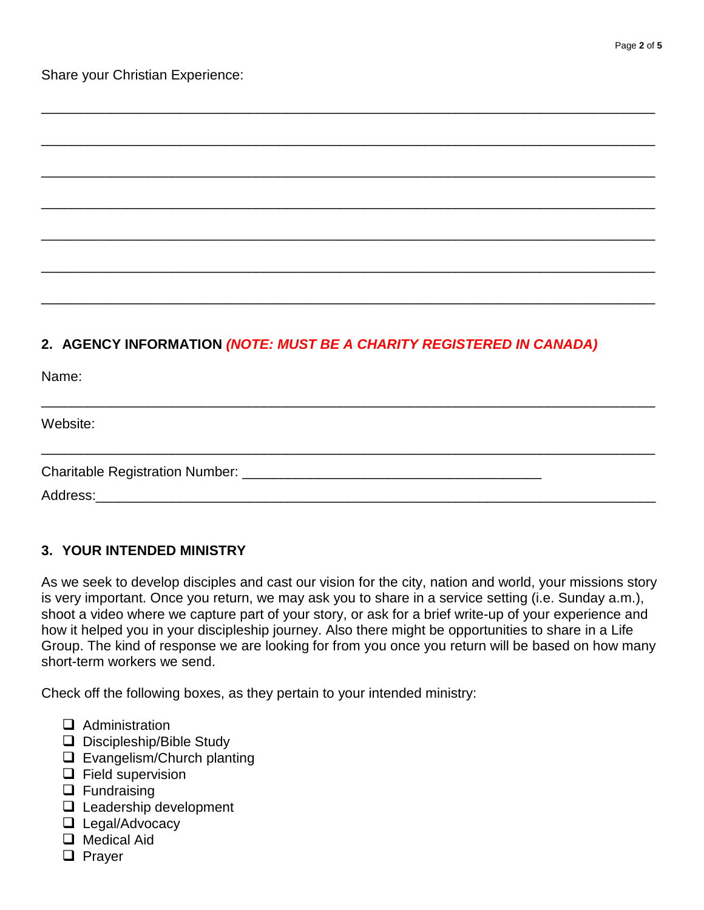Share your Christian Experience:

_______________________________________________________________________________

_______________________________________________________________________________

_______________________________________________________________________________

_______________________________________________________________________________

_______________________________________________________________________________

_______________________________________________________________________________

_______________________________________________________________________________

## 2. AGENCY INFORMATION *(NOTE: MUST BE A CHARITY REGISTERED IN CANADA)*

Name:

_______________________________________________________________________________

Website:

_______________________________________________________________________________

Charitable Registration Number: ______________________________________

Address:_______________________________________________________________________

## 3. YOUR INTENDED MINISTRY

As we seek to develop disciples and cast our vision for the city, nation and world, your missions story is very important. Once you return, we may ask you to share in a service setting (i.e. Sunday a.m.), shoot a video where we capture part of your story, or ask for a brief write-up of your experience and how it helped you in your discipleship journey. Also there might be opportunities to share in a Life Group. The kind of response we are looking for from you once you return will be based on how many short-term workers we send.

Check off the following boxes, as they pertain to your intended ministry:

- ☐ Administration
- ☐ Discipleship/Bible Study
- ☐ Evangelism/Church planting
- ☐ Field supervision
- ☐ Fundraising
- ☐ Leadership development
- ☐ Legal/Advocacy
- ☐ Medical Aid
- ☐ Prayer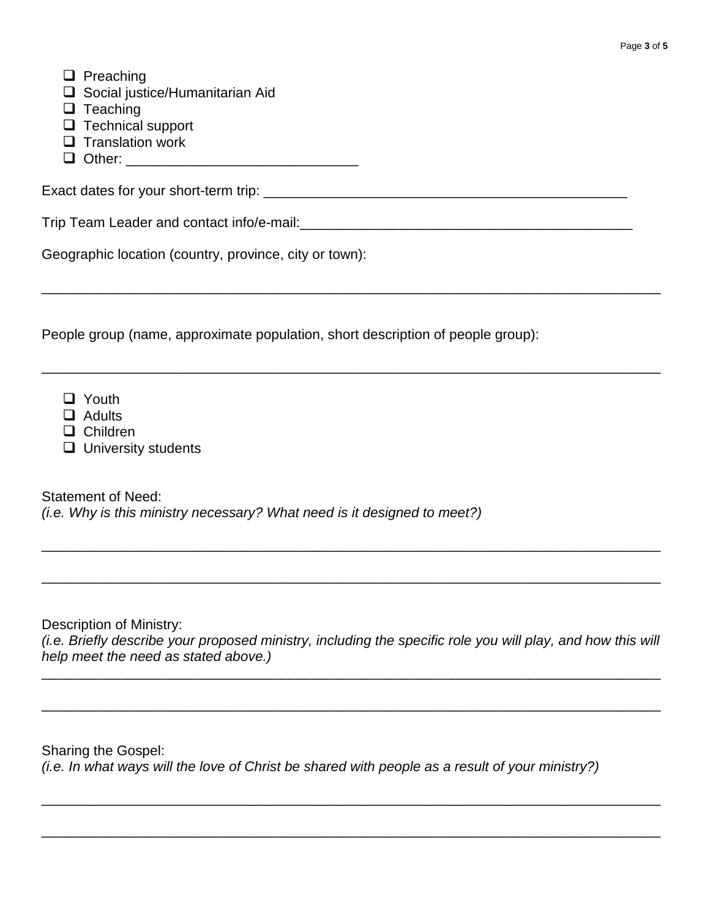- ☐ Preaching
- ☐ Social justice/Humanitarian Aid
- ☐ Teaching
- ☐ Technical support
- ☐ Translation work
- ☐ Other: ______________________________

Exact dates for your short-term trip: ________________________________________________

Trip Team Leader and contact info/e-mail:____________________________________________

Geographic location (country, province, city or town):

_________________________________________________________________________________

People group (name, approximate population, short description of people group):

_________________________________________________________________________________

- ☐ Youth
- ☐ Adults
- ☐ Children
- ☐ University students

Statement of Need:
*(i.e. Why is this ministry necessary? What need is it designed to meet?)*

_________________________________________________________________________________

_________________________________________________________________________________

Description of Ministry:
*(i.e. Briefly describe your proposed ministry, including the specific role you will play, and how this will help meet the need as stated above.)*

_________________________________________________________________________________

_________________________________________________________________________________

Sharing the Gospel:
*(i.e. In what ways will the love of Christ be shared with people as a result of your ministry?)*

_________________________________________________________________________________

_________________________________________________________________________________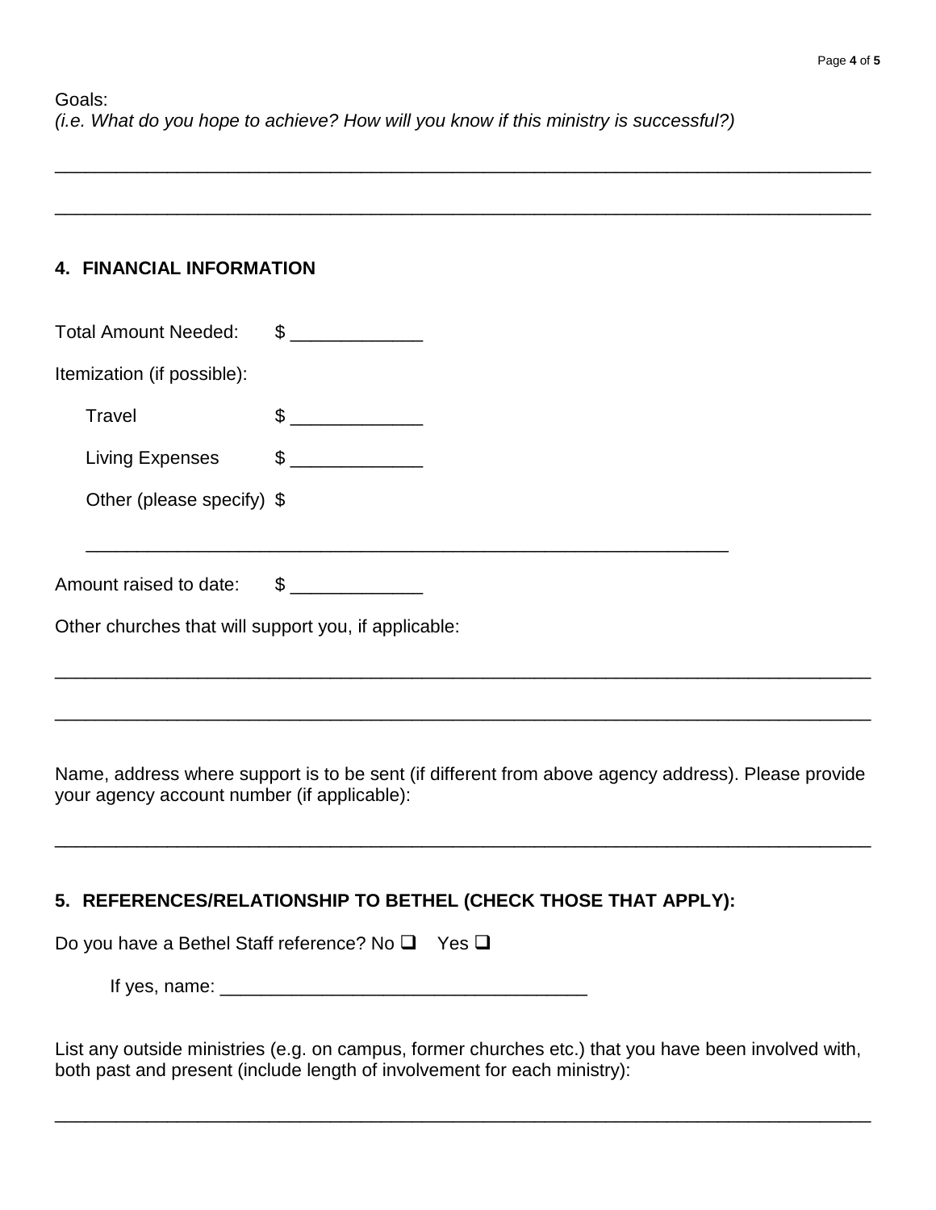Goals:
*(i.e. What do you hope to achieve? How will you know if this ministry is successful?)*

______________________________________________________________________________

______________________________________________________________________________

## 4. FINANCIAL INFORMATION

Total Amount Needed: $ _____________

Itemization (if possible):

Travel $ _____________

Living Expenses $ _____________

Other (please specify) $

_____________________________________________________________

Amount raised to date: $ _____________

Other churches that will support you, if applicable:

______________________________________________________________________________

______________________________________________________________________________

Name, address where support is to be sent (if different from above agency address). Please provide your agency account number (if applicable):

______________________________________________________________________________

## 5. REFERENCES/RELATIONSHIP TO BETHEL (CHECK THOSE THAT APPLY):

Do you have a Bethel Staff reference? No ☐ Yes ☐

If yes, name: ____________________________________

List any outside ministries (e.g. on campus, former churches etc.) that you have been involved with, both past and present (include length of involvement for each ministry):

______________________________________________________________________________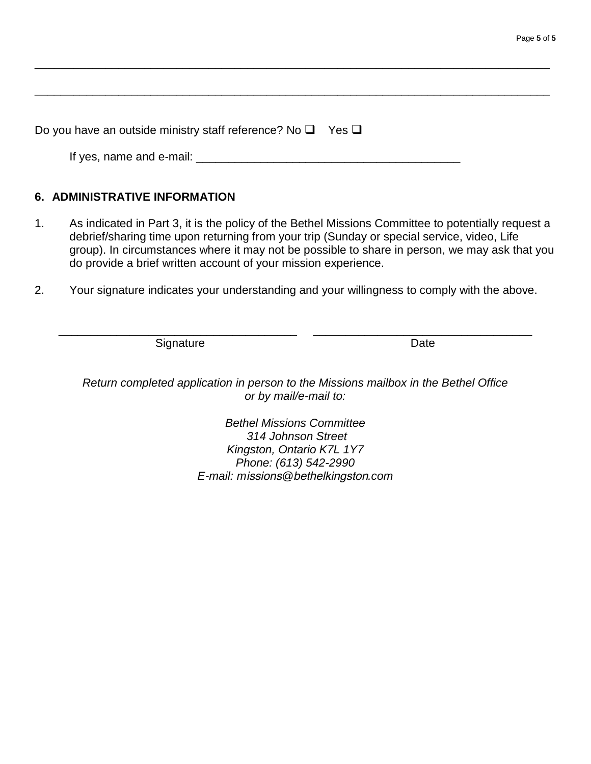\_\_\_\_\_\_\_\_\_\_\_\_\_\_\_\_\_\_\_\_\_\_\_\_\_\_\_\_\_\_\_\_\_\_\_\_\_\_\_\_\_\_\_\_\_\_\_\_\_\_\_\_\_\_\_\_\_\_\_\_\_\_\_\_\_\_\_\_\_\_\_\_\_\_\_\_\_\_

\_\_\_\_\_\_\_\_\_\_\_\_\_\_\_\_\_\_\_\_\_\_\_\_\_\_\_\_\_\_\_\_\_\_\_\_\_\_\_\_\_\_\_\_\_\_\_\_\_\_\_\_\_\_\_\_\_\_\_\_\_\_\_\_\_\_\_\_\_\_\_\_\_\_\_\_\_\_

Do you have an outside ministry staff reference? No ☐ Yes ☐

If yes, name and e-mail: \_\_\_\_\_\_\_\_\_\_\_\_\_\_\_\_\_\_\_\_\_\_\_\_\_\_\_\_\_\_\_\_\_\_\_\_\_\_\_\_\_\_\_\_

## 6. ADMINISTRATIVE INFORMATION

1. As indicated in Part 3, it is the policy of the Bethel Missions Committee to potentially request a debrief/sharing time upon returning from your trip (Sunday or special service, video, Life group). In circumstances where it may not be possible to share in person, we may ask that you do provide a brief written account of your mission experience.

2. Your signature indicates your understanding and your willingness to comply with the above.

\_\_\_\_\_\_\_\_\_\_\_\_\_\_\_\_\_\_\_\_\_\_\_\_\_\_\_\_\_\_\_\_\_\_\_\_\_\_\_\_ \_\_\_\_\_\_\_\_\_\_\_\_\_\_\_\_\_\_\_\_\_\_\_\_\_\_\_\_\_\_\_\_\_\_\_\_\_\_

Signature Date

*Return completed application in person to the Missions mailbox in the Bethel Office or by mail/e-mail to:*

*Bethel Missions Committee*
*314 Johnson Street*
*Kingston, Ontario K7L 1Y7*
*Phone: (613) 542-2990*
*E-mail: missions@bethelkingston.com*